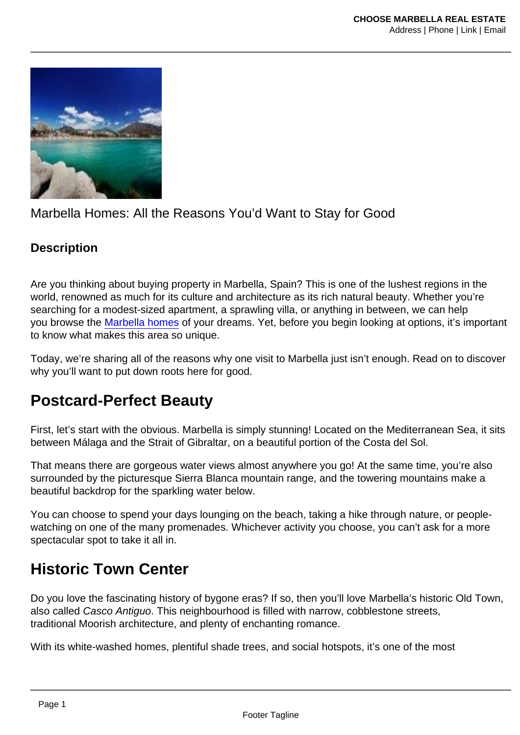Marbella Homes: All the Reasons You'd Want to Stay for Good

**Description**

Are you thinking about buying property in Marbella, Spain? This is one of the lushest regions in the world, renowned as much for its culture and architecture as its rich natural beauty. Whether you're searching for a modest-sized apartment, a sprawling villa, or anything in between, we can help you browse the [Marbella homes](#) of your dreams. Yet, before you begin looking at options, it's important to know what makes this area so unique.

Today, we're sharing all of the reasons why one visit to Marbella just isn't enough. Read on to discover why you'll want to put down roots here for good.

## Postcard-Perfect Beauty

First, let's start with the obvious. Marbella is simply stunning! Located on the Mediterranean Sea, it sits between Málaga and the Strait of Gibraltar, on a beautiful portion of the Costa del Sol.

That means there are gorgeous water views almost anywhere you go! At the same time, you're also surrounded by the picturesque Sierra Blanca mountain range, and the towering mountains make a beautiful backdrop for the sparkling water below.

You can choose to spend your days lounging on the beach, taking a hike through nature, or people-watching on one of the many promenades. Whichever activity you choose, you can't ask for a more spectacular spot to take it all in.

## Historic Town Center

Do you love the fascinating history of bygone eras? If so, then you'll love Marbella's historic Old Town, also called *Casco Antiguo*. This neighbourhood is filled with narrow, cobblestone streets, traditional Moorish architecture, and plenty of enchanting romance.

With its white-washed homes, plentiful shade trees, and social hotspots, it's one of the most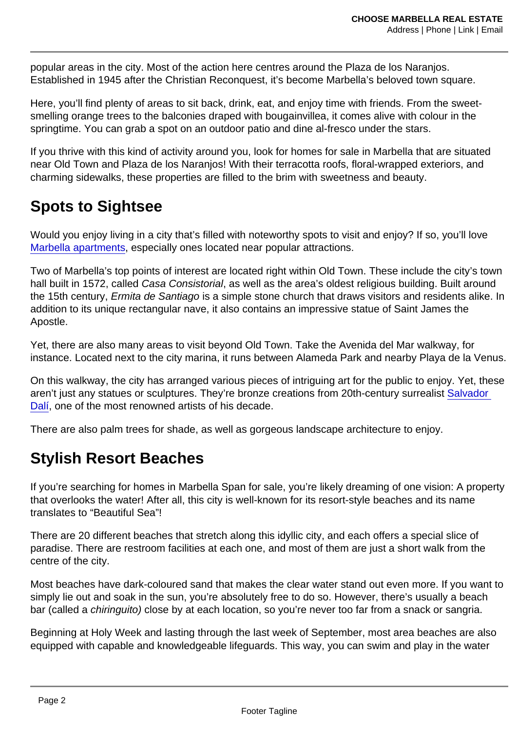popular areas in the city. Most of the action here centres around the Plaza de los Naranjos. Established in 1945 after the Christian Reconquest, it's become Marbella's beloved town square.

Here, you'll find plenty of areas to sit back, drink, eat, and enjoy time with friends. From the sweet-smelling orange trees to the balconies draped with bougainvillea, it comes alive with colour in the springtime. You can grab a spot on an outdoor patio and dine al-fresco under the stars.

If you thrive with this kind of activity around you, look for homes for sale in Marbella that are situated near Old Town and Plaza de los Naranjos! With their terracotta roofs, floral-wrapped exteriors, and charming sidewalks, these properties are filled to the brim with sweetness and beauty.

## Spots to Sightsee

Would you enjoy living in a city that's filled with noteworthy spots to visit and enjoy? If so, you'll love Marbella apartments, especially ones located near popular attractions.

Two of Marbella's top points of interest are located right within Old Town. These include the city's town hall built in 1572, called *Casa Consistorial*, as well as the area's oldest religious building. Built around the 15th century, *Ermita de Santiago* is a simple stone church that draws visitors and residents alike. In addition to its unique rectangular nave, it also contains an impressive statue of Saint James the Apostle.

Yet, there are also many areas to visit beyond Old Town. Take the Avenida del Mar walkway, for instance. Located next to the city marina, it runs between Alameda Park and nearby Playa de la Venus.

On this walkway, the city has arranged various pieces of intriguing art for the public to enjoy. Yet, these aren't just any statues or sculptures. They're bronze creations from 20th-century surrealist Salvador Dalí, one of the most renowned artists of his decade.

There are also palm trees for shade, as well as gorgeous landscape architecture to enjoy.

## Stylish Resort Beaches

If you're searching for homes in Marbella Span for sale, you're likely dreaming of one vision: A property that overlooks the water! After all, this city is well-known for its resort-style beaches and its name translates to "Beautiful Sea"!

There are 20 different beaches that stretch along this idyllic city, and each offers a special slice of paradise. There are restroom facilities at each one, and most of them are just a short walk from the centre of the city.

Most beaches have dark-coloured sand that makes the clear water stand out even more. If you want to simply lie out and soak in the sun, you're absolutely free to do so. However, there's usually a beach bar (called a *chiringuito)* close by at each location, so you're never too far from a snack or sangria.

Beginning at Holy Week and lasting through the last week of September, most area beaches are also equipped with capable and knowledgeable lifeguards. This way, you can swim and play in the water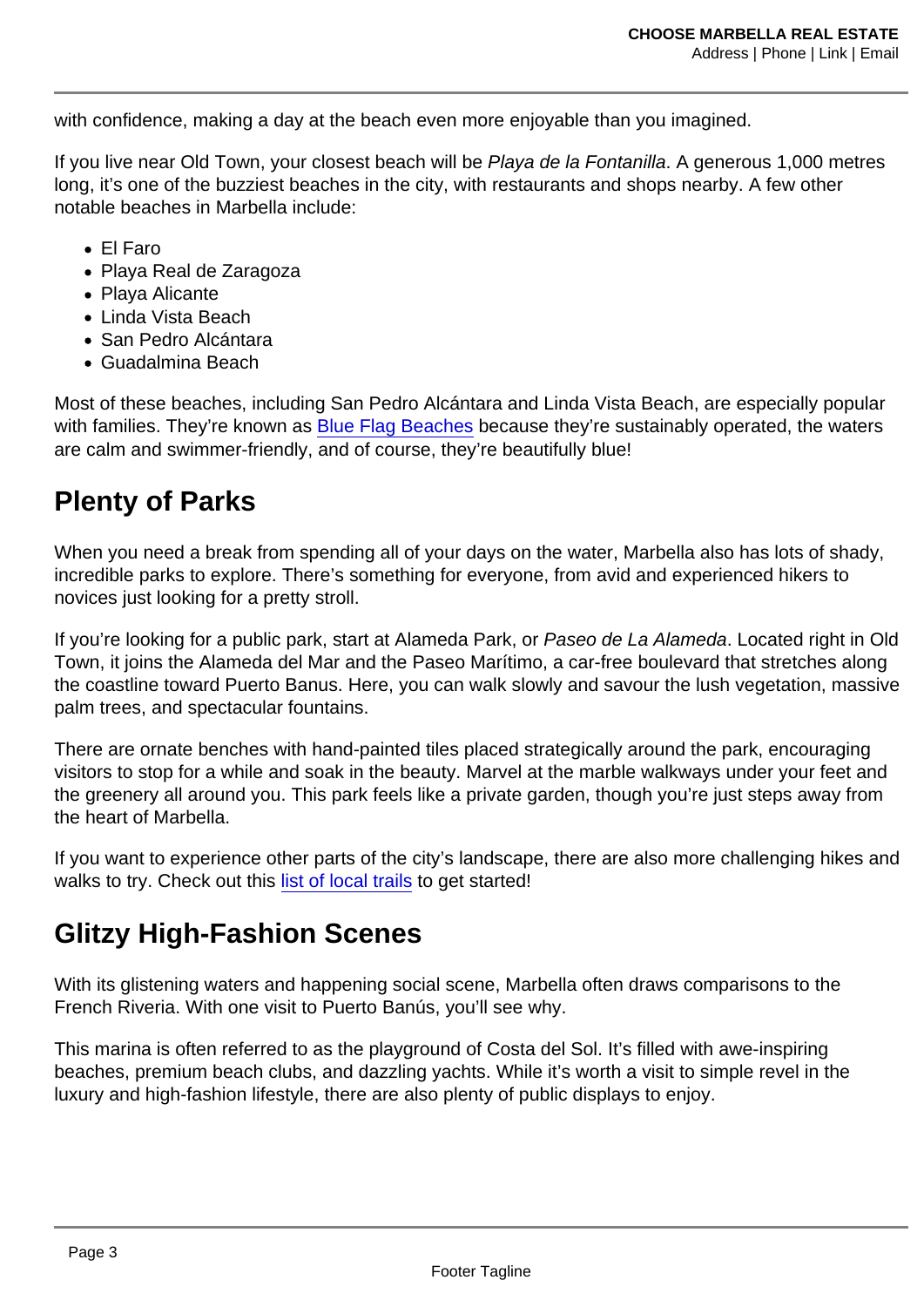with confidence, making a day at the beach even more enjoyable than you imagined.

If you live near Old Town, your closest beach will be *Playa de la Fontanilla*. A generous 1,000 metres long, it's one of the buzziest beaches in the city, with restaurants and shops nearby. A few other notable beaches in Marbella include:

- El Faro
- Playa Real de Zaragoza
- Playa Alicante
- Linda Vista Beach
- San Pedro Alcántara
- Guadalmina Beach

Most of these beaches, including San Pedro Alcántara and Linda Vista Beach, are especially popular with families. They're known as [Blue Flag Beaches]() because they're sustainably operated, the waters are calm and swimmer-friendly, and of course, they're beautifully blue!

## Plenty of Parks

When you need a break from spending all of your days on the water, Marbella also has lots of shady, incredible parks to explore. There's something for everyone, from avid and experienced hikers to novices just looking for a pretty stroll.

If you're looking for a public park, start at Alameda Park, or *Paseo de La Alameda*. Located right in Old Town, it joins the Alameda del Mar and the Paseo Marítimo, a car-free boulevard that stretches along the coastline toward Puerto Banus. Here, you can walk slowly and savour the lush vegetation, massive palm trees, and spectacular fountains.

There are ornate benches with hand-painted tiles placed strategically around the park, encouraging visitors to stop for a while and soak in the beauty. Marvel at the marble walkways under your feet and the greenery all around you. This park feels like a private garden, though you're just steps away from the heart of Marbella.

If you want to experience other parts of the city's landscape, there are also more challenging hikes and walks to try. Check out this [list of local trails]() to get started!

## Glitzy High-Fashion Scenes

With its glistening waters and happening social scene, Marbella often draws comparisons to the French Riveria. With one visit to Puerto Banús, you'll see why.

This marina is often referred to as the playground of Costa del Sol. It's filled with awe-inspiring beaches, premium beach clubs, and dazzling yachts. While it's worth a visit to simple revel in the luxury and high-fashion lifestyle, there are also plenty of public displays to enjoy.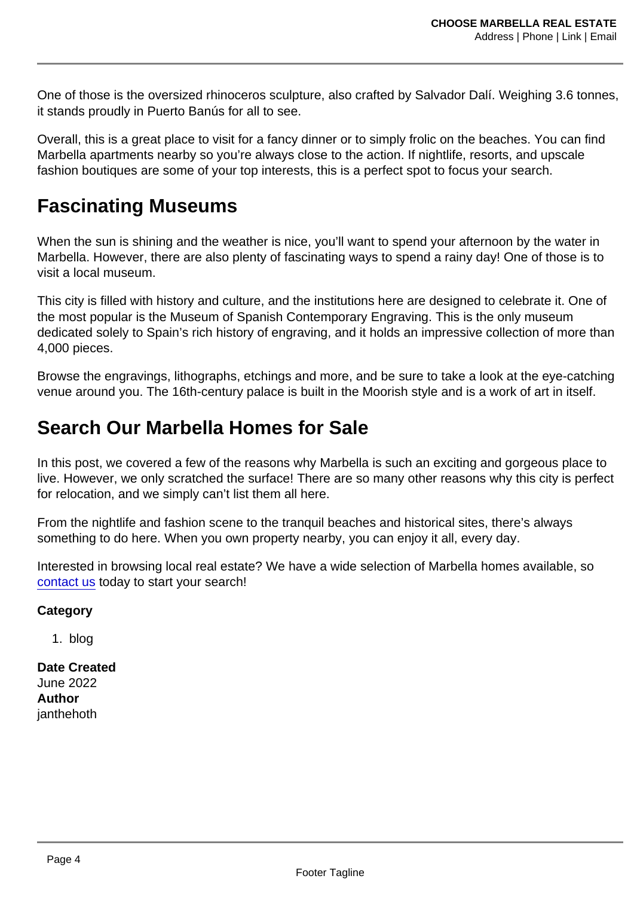One of those is the oversized rhinoceros sculpture, also crafted by Salvador Dalí. Weighing 3.6 tonnes, it stands proudly in Puerto Banús for all to see.

Overall, this is a great place to visit for a fancy dinner or to simply frolic on the beaches. You can find Marbella apartments nearby so you're always close to the action. If nightlife, resorts, and upscale fashion boutiques are some of your top interests, this is a perfect spot to focus your search.

## Fascinating Museums

When the sun is shining and the weather is nice, you'll want to spend your afternoon by the water in Marbella. However, there are also plenty of fascinating ways to spend a rainy day! One of those is to visit a local museum.

This city is filled with history and culture, and the institutions here are designed to celebrate it. One of the most popular is the Museum of Spanish Contemporary Engraving. This is the only museum dedicated solely to Spain's rich history of engraving, and it holds an impressive collection of more than 4,000 pieces.

Browse the engravings, lithographs, etchings and more, and be sure to take a look at the eye-catching venue around you. The 16th-century palace is built in the Moorish style and is a work of art in itself.

## Search Our Marbella Homes for Sale

In this post, we covered a few of the reasons why Marbella is such an exciting and gorgeous place to live. However, we only scratched the surface! There are so many other reasons why this city is perfect for relocation, and we simply can't list them all here.

From the nightlife and fashion scene to the tranquil beaches and historical sites, there's always something to do here. When you own property nearby, you can enjoy it all, every day.

Interested in browsing local real estate? We have a wide selection of Marbella homes available, so contact us today to start your search!

**Category**

1. blog

**Date Created**
June 2022
**Author**
janthehoth